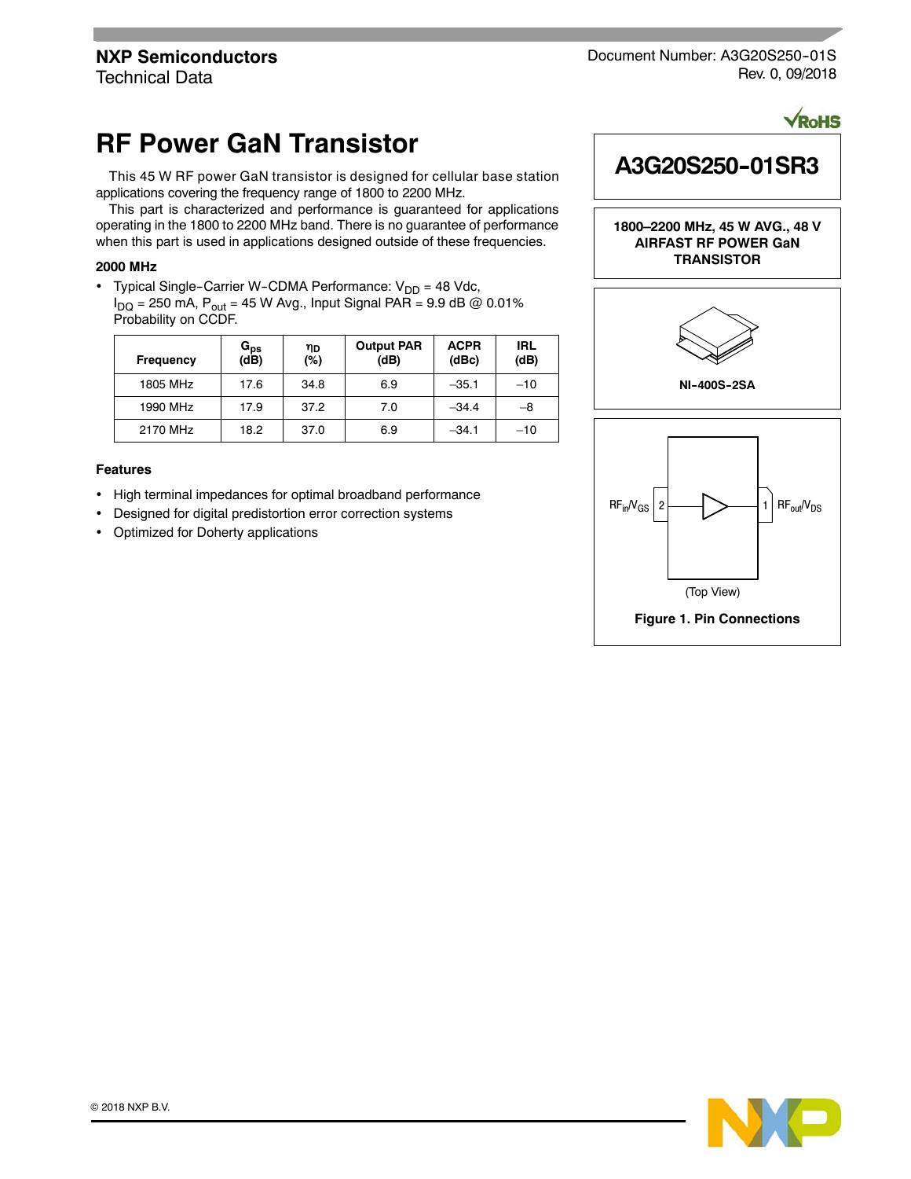NXP Semiconductors
Technical Data

Document Number: A3G20S250-01S
Rev. 0, 09/2018

# RF Power GaN Transistor

This 45 W RF power GaN transistor is designed for cellular base station applications covering the frequency range of 1800 to 2200 MHz.

This part is characterized and performance is guaranteed for applications operating in the 1800 to 2200 MHz band. There is no guarantee of performance when this part is used in applications designed outside of these frequencies.

**2000 MHz**

- Typical Single-Carrier W-CDMA Performance: $V_{DD}$ = 48 Vdc, $I_{DQ}$ = 250 mA, $P_{out}$ = 45 W Avg., Input Signal PAR = 9.9 dB @ 0.01% Probability on CCDF.

| Frequency | $G_{ps}$ (dB) | $\eta_D$ (%) | Output PAR (dB) | ACPR (dBc) | IRL (dB) |
|---|---|---|---|---|---|
| 1805 MHz | 17.6 | 34.8 | 6.9 | –35.1 | –10 |
| 1990 MHz | 17.9 | 37.2 | 7.0 | –34.4 | –8 |
| 2170 MHz | 18.2 | 37.0 | 6.9 | –34.1 | –10 |

**Features**

- High terminal impedances for optimal broadband performance
- Designed for digital predistortion error correction systems
- Optimized for Doherty applications

## A3G20S250-01SR3

**1800–2200 MHz, 45 W AVG., 48 V AIRFAST RF POWER GaN TRANSISTOR**

NI-400S-2SA

$RF_{in}/V_{GS}$ 2 — 1 $RF_{out}/V_{DS}$

(Top View)

**Figure 1. Pin Connections**

© 2018 NXP B.V.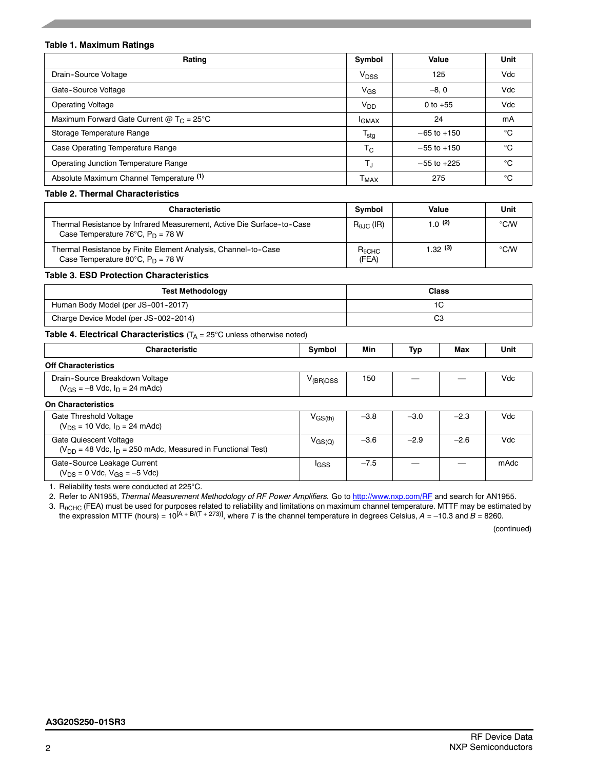**Table 1. Maximum Ratings**

| Rating | Symbol | Value | Unit |
|---|---|---|---|
| Drain-Source Voltage | $V_{DSS}$ | 125 | Vdc |
| Gate-Source Voltage | $V_{GS}$ | –8, 0 | Vdc |
| Operating Voltage | $V_{DD}$ | 0 to +55 | Vdc |
| Maximum Forward Gate Current @ $T_C$ = 25°C | $I_{GMAX}$ | 24 | mA |
| Storage Temperature Range | $T_{stg}$ | –65 to +150 | °C |
| Case Operating Temperature Range | $T_C$ | –55 to +150 | °C |
| Operating Junction Temperature Range | $T_J$ | –55 to +225 | °C |
| Absolute Maximum Channel Temperature (1) | $T_{MAX}$ | 275 | °C |

**Table 2. Thermal Characteristics**

| Characteristic | Symbol | Value | Unit |
|---|---|---|---|
| Thermal Resistance by Infrared Measurement, Active Die Surface-to-Case<br>Case Temperature 76°C, $P_D$ = 78 W | $R_{\theta JC}$ (IR) | 1.0 (2) | °C/W |
| Thermal Resistance by Finite Element Analysis, Channel-to-Case<br>Case Temperature 80°C, $P_D$ = 78 W | $R_{\theta CHC}$ (FEA) | 1.32 (3) | °C/W |

**Table 3. ESD Protection Characteristics**

| Test Methodology | Class |
|---|---|
| Human Body Model (per JS-001-2017) | 1C |
| Charge Device Model (per JS-002-2014) | C3 |

**Table 4. Electrical Characteristics** ($T_A$ = 25°C unless otherwise noted)

| Characteristic | Symbol | Min | Typ | Max | Unit |
|---|---|---|---|---|---|
| **Off Characteristics** | | | | | |
| Drain-Source Breakdown Voltage<br>($V_{GS}$ = –8 Vdc, $I_D$ = 24 mAdc) | $V_{(BR)DSS}$ | 150 | — | — | Vdc |
| **On Characteristics** | | | | | |
| Gate Threshold Voltage<br>($V_{DS}$ = 10 Vdc, $I_D$ = 24 mAdc) | $V_{GS(th)}$ | –3.8 | –3.0 | –2.3 | Vdc |
| Gate Quiescent Voltage<br>($V_{DD}$ = 48 Vdc, $I_D$ = 250 mAdc, Measured in Functional Test) | $V_{GS(Q)}$ | –3.6 | –2.9 | –2.6 | Vdc |
| Gate-Source Leakage Current<br>($V_{DS}$ = 0 Vdc, $V_{GS}$ = –5 Vdc) | $I_{GSS}$ | –7.5 | — | — | mAdc |

1. Reliability tests were conducted at 225°C.
2. Refer to AN1955, *Thermal Measurement Methodology of RF Power Amplifiers.* Go to http://www.nxp.com/RF and search for AN1955.
3. $R_{\theta CHC}$ (FEA) must be used for purposes related to reliability and limitations on maximum channel temperature. MTTF may be estimated by the expression MTTF (hours) = $10^{[A + B/(T + 273)]}$, where *T* is the channel temperature in degrees Celsius, *A* = –10.3 and *B* = 8260.

(continued)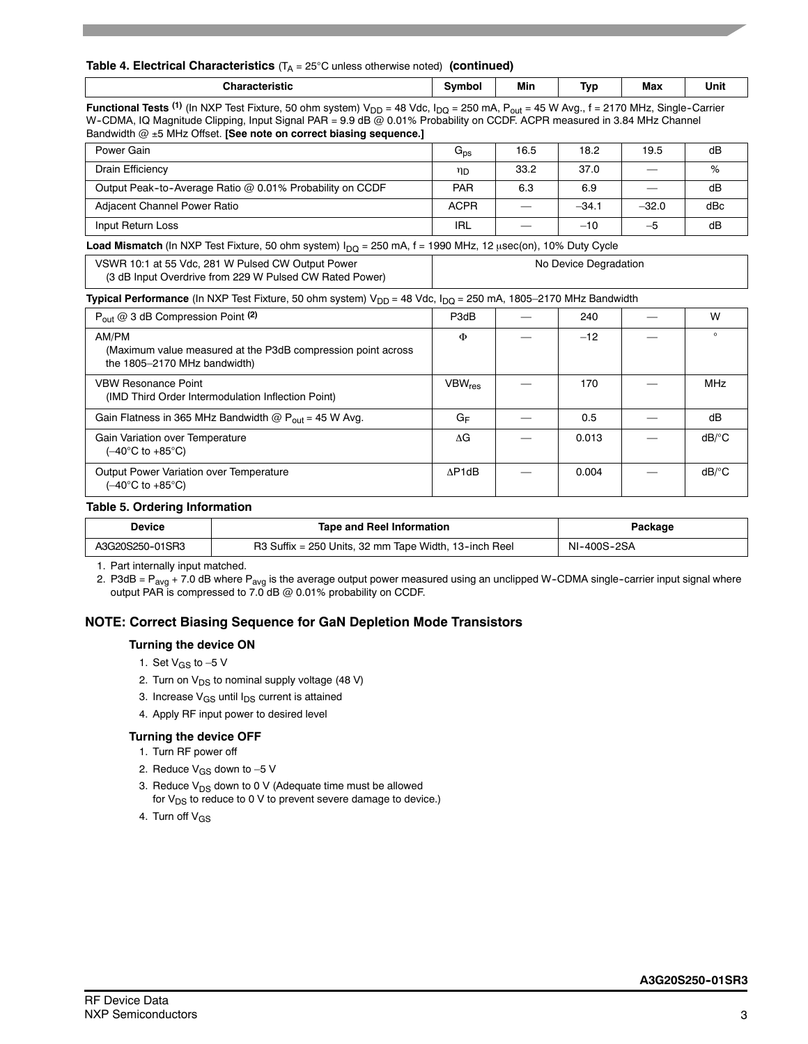**Table 4. Electrical Characteristics** ($T_A$ = 25°C unless otherwise noted) **(continued)**

| Characteristic | Symbol | Min | Typ | Max | Unit |
|---|---|---|---|---|---|
| **Functional Tests** [(1)] (In NXP Test Fixture, 50 ohm system) $V_{DD}$ = 48 Vdc, $I_{DQ}$ = 250 mA, $P_{out}$ = 45 W Avg., f = 2170 MHz, Single-Carrier W-CDMA, IQ Magnitude Clipping, Input Signal PAR = 9.9 dB @ 0.01% Probability on CCDF. ACPR measured in 3.84 MHz Channel Bandwidth @ ±5 MHz Offset. **[See note on correct biasing sequence.]** | | | | | |
| Power Gain | $G_{ps}$ | 16.5 | 18.2 | 19.5 | dB |
| Drain Efficiency | $\eta_D$ | 33.2 | 37.0 | — | % |
| Output Peak-to-Average Ratio @ 0.01% Probability on CCDF | PAR | 6.3 | 6.9 | — | dB |
| Adjacent Channel Power Ratio | ACPR | — | –34.1 | –32.0 | dBc |
| Input Return Loss | IRL | — | –10 | –5 | dB |
| **Load Mismatch** (In NXP Test Fixture, 50 ohm system) $I_{DQ}$ = 250 mA, f = 1990 MHz, 12 μsec(on), 10% Duty Cycle | | | | | |
| VSWR 10:1 at 55 Vdc, 281 W Pulsed CW Output Power (3 dB Input Overdrive from 229 W Pulsed CW Rated Power) | No Device Degradation | | | | |
| **Typical Performance** (In NXP Test Fixture, 50 ohm system) $V_{DD}$ = 48 Vdc, $I_{DQ}$ = 250 mA, 1805–2170 MHz Bandwidth | | | | | |
| $P_{out}$ @ 3 dB Compression Point [(2)] | P3dB | — | 240 | — | W |
| AM/PM (Maximum value measured at the P3dB compression point across the 1805–2170 MHz bandwidth) | Φ | — | –12 | — | ° |
| VBW Resonance Point (IMD Third Order Intermodulation Inflection Point) | $VBW_{res}$ | — | 170 | — | MHz |
| Gain Flatness in 365 MHz Bandwidth @ $P_{out}$ = 45 W Avg. | $G_F$ | — | 0.5 | — | dB |
| Gain Variation over Temperature (–40°C to +85°C) | ΔG | — | 0.013 | — | dB/°C |
| Output Power Variation over Temperature (–40°C to +85°C) | ΔP1dB | — | 0.004 | — | dB/°C |

**Table 5. Ordering Information**

| Device | Tape and Reel Information | Package |
|---|---|---|
| A3G20S250-01SR3 | R3 Suffix = 250 Units, 32 mm Tape Width, 13-inch Reel | NI-400S-2SA |

1. Part internally input matched.
2. P3dB = $P_{avg}$ + 7.0 dB where $P_{avg}$ is the average output power measured using an unclipped W-CDMA single-carrier input signal where output PAR is compressed to 7.0 dB @ 0.01% probability on CCDF.

## NOTE: Correct Biasing Sequence for GaN Depletion Mode Transistors

### Turning the device ON

1. Set $V_{GS}$ to –5 V
2. Turn on $V_{DS}$ to nominal supply voltage (48 V)
3. Increase $V_{GS}$ until $I_{DS}$ current is attained
4. Apply RF input power to desired level

### Turning the device OFF

1. Turn RF power off
2. Reduce $V_{GS}$ down to –5 V
3. Reduce $V_{DS}$ down to 0 V (Adequate time must be allowed for $V_{DS}$ to reduce to 0 V to prevent severe damage to device.)
4. Turn off $V_{GS}$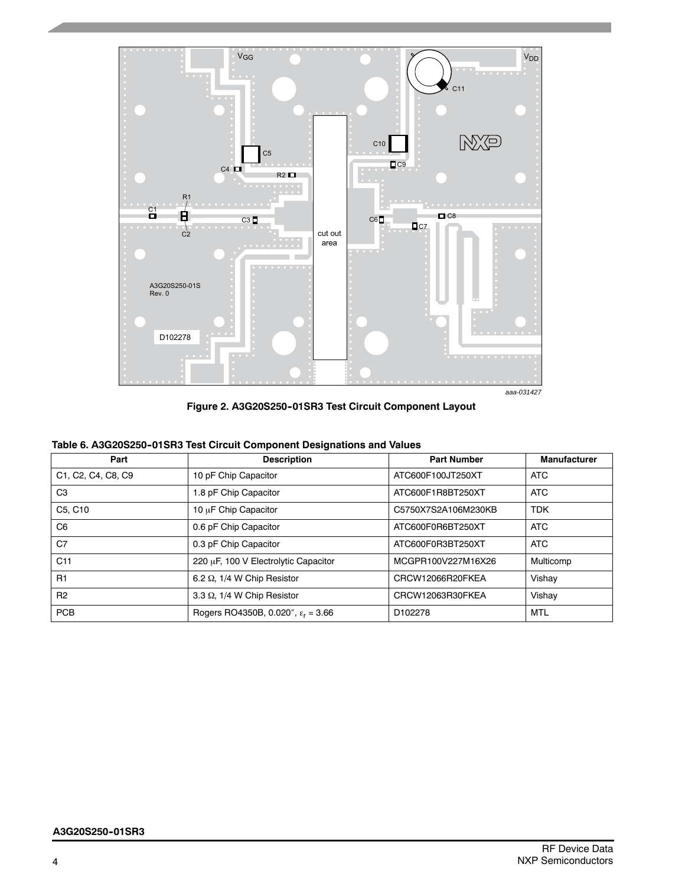Figure 2. A3G20S250-01SR3 Test Circuit Component Layout

**Table 6. A3G20S250-01SR3 Test Circuit Component Designations and Values**

| Part | Description | Part Number | Manufacturer |
|---|---|---|---|
| C1, C2, C4, C8, C9 | 10 pF Chip Capacitor | ATC600F100JT250XT | ATC |
| C3 | 1.8 pF Chip Capacitor | ATC600F1R8BT250XT | ATC |
| C5, C10 | 10 μF Chip Capacitor | C5750X7S2A106M230KB | TDK |
| C6 | 0.6 pF Chip Capacitor | ATC600F0R6BT250XT | ATC |
| C7 | 0.3 pF Chip Capacitor | ATC600F0R3BT250XT | ATC |
| C11 | 220 μF, 100 V Electrolytic Capacitor | MCGPR100V227M16X26 | Multicomp |
| R1 | 6.2 Ω, 1/4 W Chip Resistor | CRCW12066R20FKEA | Vishay |
| R2 | 3.3 Ω, 1/4 W Chip Resistor | CRCW12063R30FKEA | Vishay |
| PCB | Rogers RO4350B, 0.020″, $\varepsilon_r$ = 3.66 | D102278 | MTL |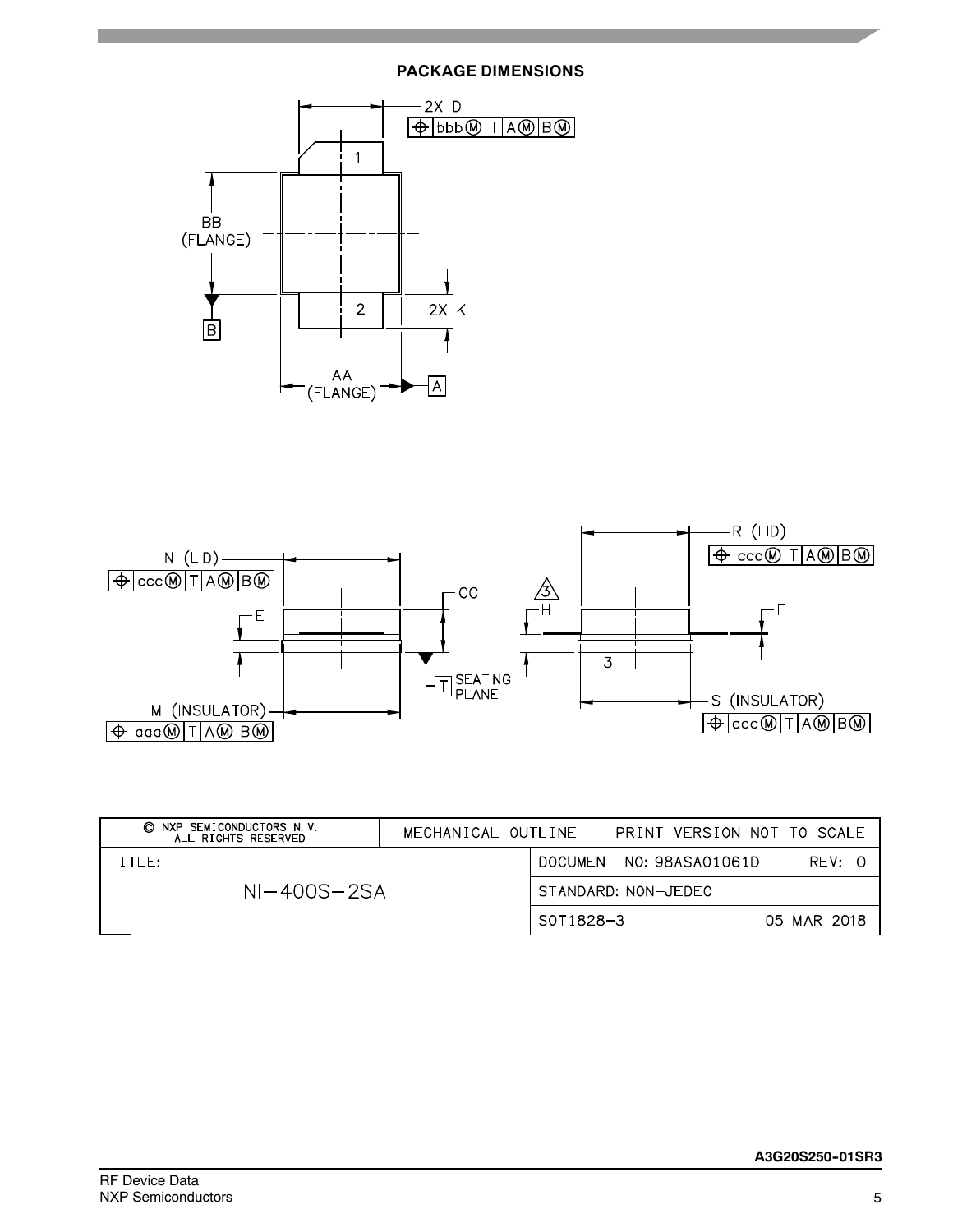## PACKAGE DIMENSIONS

| © NXP SEMICONDUCTORS N. V. ALL RIGHTS RESERVED | MECHANICAL OUTLINE | PRINT VERSION NOT TO SCALE |
| --- | --- | --- |
| TITLE: NI–400S–2SA | DOCUMENT NO: 98ASA01061D | REV: O |
| | STANDARD: NON–JEDEC | |
| | SOT1828–3 | 05 MAR 2018 |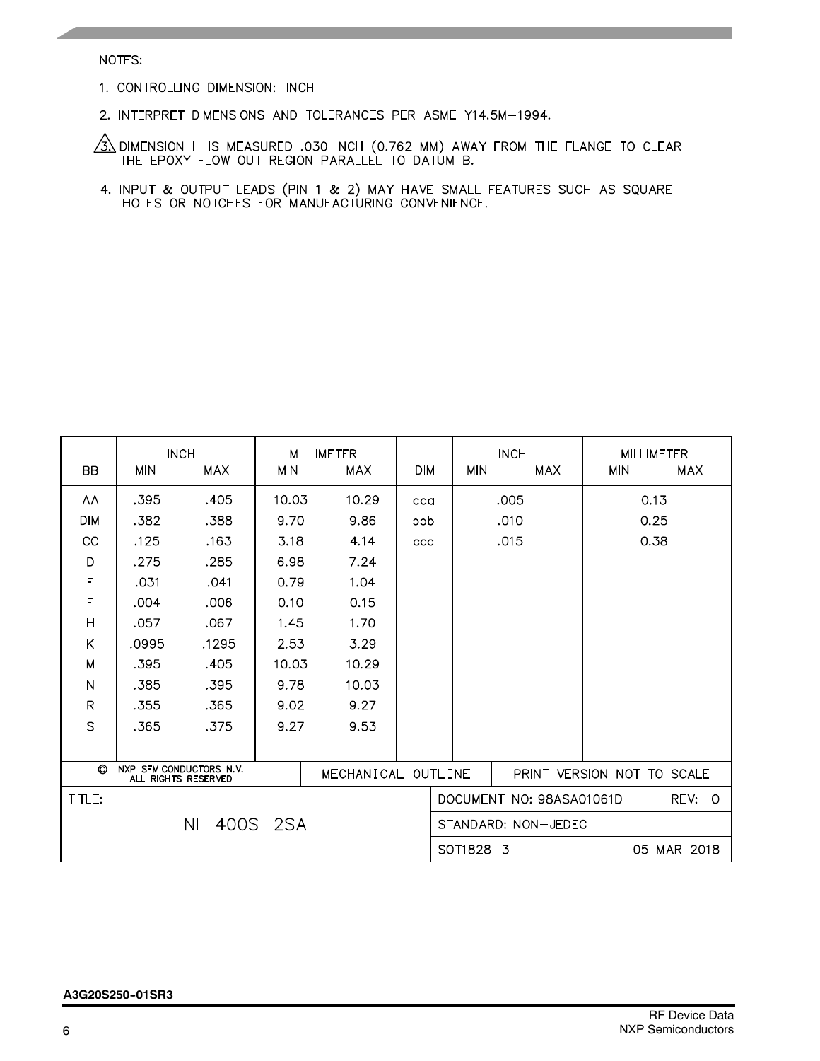NOTES:

1. CONTROLLING DIMENSION: INCH
2. INTERPRET DIMENSIONS AND TOLERANCES PER ASME Y14.5M–1994.
3. DIMENSION H IS MEASURED .030 INCH (0.762 MM) AWAY FROM THE FLANGE TO CLEAR THE EPOXY FLOW OUT REGION PARALLEL TO DATUM B.
4. INPUT & OUTPUT LEADS (PIN 1 & 2) MAY HAVE SMALL FEATURES SUCH AS SQUARE HOLES OR NOTCHES FOR MANUFACTURING CONVENIENCE.

| BB | INCH | | MILLIMETER | | DIM | INCH | | MILLIMETER | |
|---|---|---|---|---|---|---|---|---|---|
| | MIN | MAX | MIN | MAX | | MIN | MAX | MIN | MAX |
| AA | .395 | .405 | 10.03 | 10.29 | aaa | .005 | | 0.13 | |
| DIM | .382 | .388 | 9.70 | 9.86 | bbb | .010 | | 0.25 | |
| CC | .125 | .163 | 3.18 | 4.14 | ccc | .015 | | 0.38 | |
| D | .275 | .285 | 6.98 | 7.24 | | | | | |
| E | .031 | .041 | 0.79 | 1.04 | | | | | |
| F | .004 | .006 | 0.10 | 0.15 | | | | | |
| H | .057 | .067 | 1.45 | 1.70 | | | | | |
| K | .0995 | .1295 | 2.53 | 3.29 | | | | | |
| M | .395 | .405 | 10.03 | 10.29 | | | | | |
| N | .385 | .395 | 9.78 | 10.03 | | | | | |
| R | .355 | .365 | 9.02 | 9.27 | | | | | |
| S | .365 | .375 | 9.27 | 9.53 | | | | | |

| © NXP SEMICONDUCTORS N.V. ALL RIGHTS RESERVED | MECHANICAL OUTLINE | PRINT VERSION NOT TO SCALE |
|---|---|---|
| TITLE: NI–400S–2SA | DOCUMENT NO: 98ASA01061D | REV: 0 |
| | STANDARD: NON–JEDEC | |
| | SOT1828–3 | 05 MAR 2018 |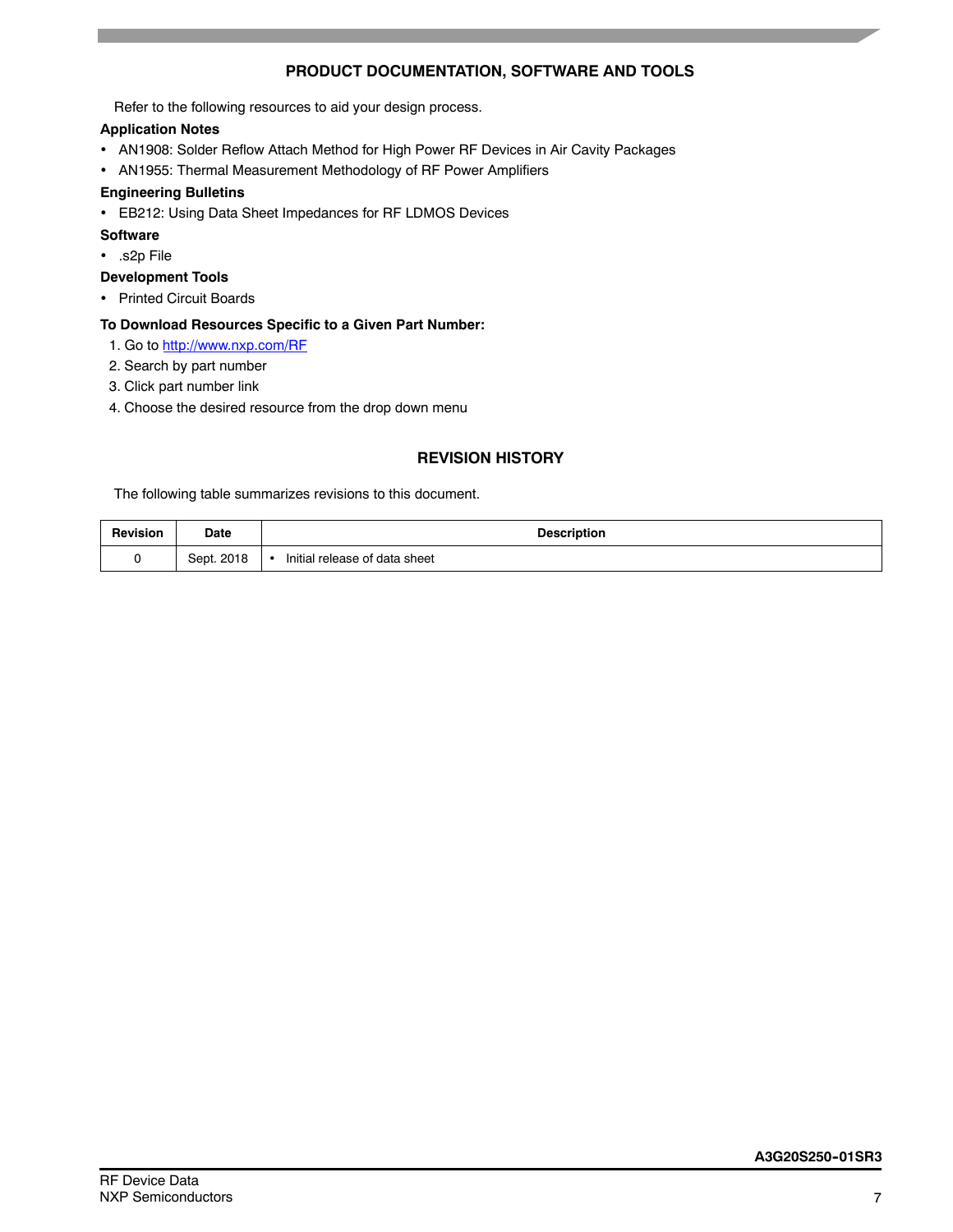## PRODUCT DOCUMENTATION, SOFTWARE AND TOOLS

Refer to the following resources to aid your design process.

**Application Notes**

- AN1908: Solder Reflow Attach Method for High Power RF Devices in Air Cavity Packages
- AN1955: Thermal Measurement Methodology of RF Power Amplifiers

**Engineering Bulletins**

- EB212: Using Data Sheet Impedances for RF LDMOS Devices

**Software**

- .s2p File

**Development Tools**

- Printed Circuit Boards

**To Download Resources Specific to a Given Part Number:**

1. Go to http://www.nxp.com/RF
2. Search by part number
3. Click part number link
4. Choose the desired resource from the drop down menu

## REVISION HISTORY

The following table summarizes revisions to this document.

| Revision | Date | Description |
|---|---|---|
| 0 | Sept. 2018 | • Initial release of data sheet |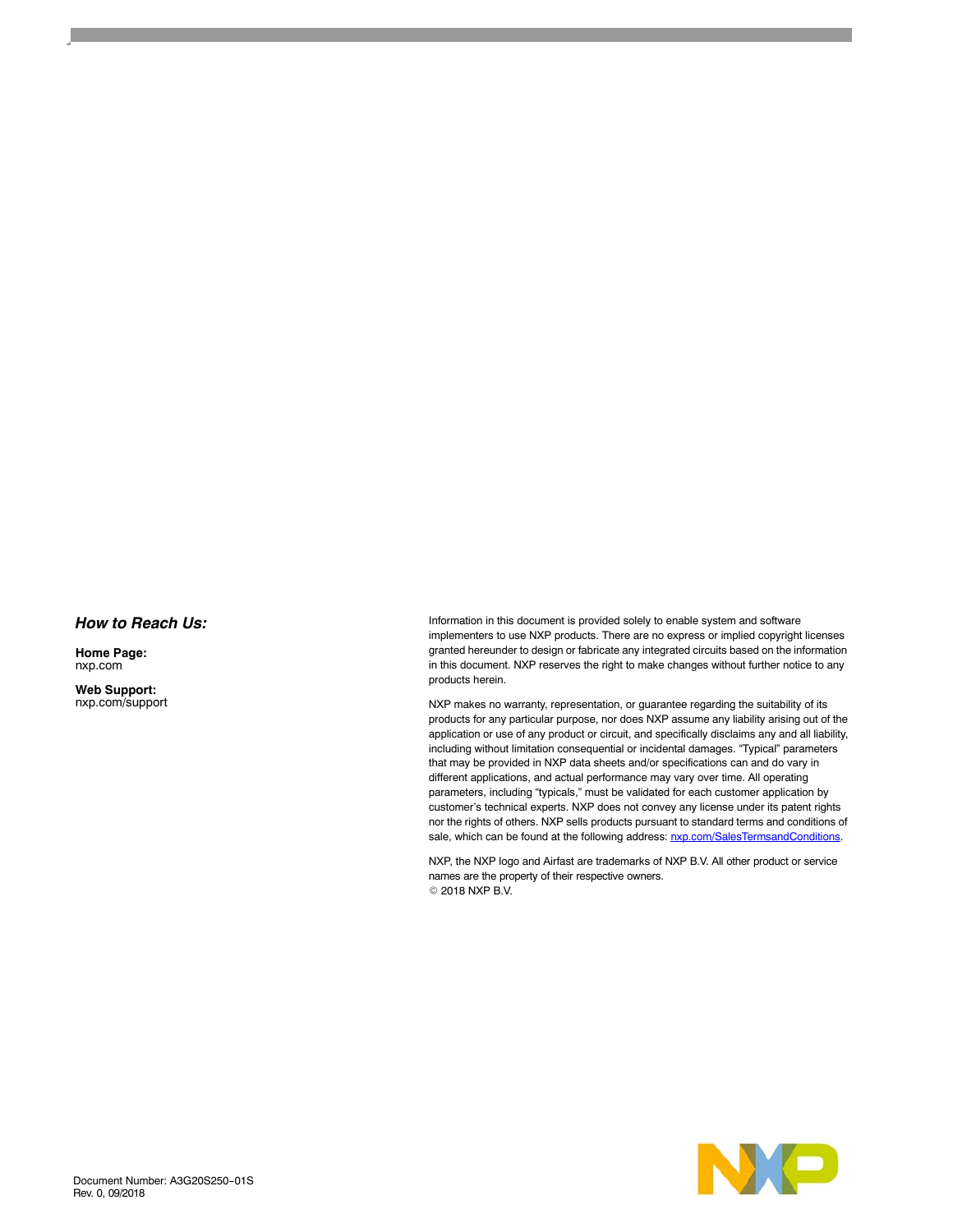***How to Reach Us:***

**Home Page:**
nxp.com

**Web Support:**
nxp.com/support

Information in this document is provided solely to enable system and software implementers to use NXP products. There are no express or implied copyright licenses granted hereunder to design or fabricate any integrated circuits based on the information in this document. NXP reserves the right to make changes without further notice to any products herein.

NXP makes no warranty, representation, or guarantee regarding the suitability of its products for any particular purpose, nor does NXP assume any liability arising out of the application or use of any product or circuit, and specifically disclaims any and all liability, including without limitation consequential or incidental damages. "Typical" parameters that may be provided in NXP data sheets and/or specifications can and do vary in different applications, and actual performance may vary over time. All operating parameters, including "typicals," must be validated for each customer application by customer's technical experts. NXP does not convey any license under its patent rights nor the rights of others. NXP sells products pursuant to standard terms and conditions of sale, which can be found at the following address: nxp.com/SalesTermsandConditions.

NXP, the NXP logo and Airfast are trademarks of NXP B.V. All other product or service names are the property of their respective owners.
© 2018 NXP B.V.

Document Number: A3G20S250-01S
Rev. 0, 09/2018